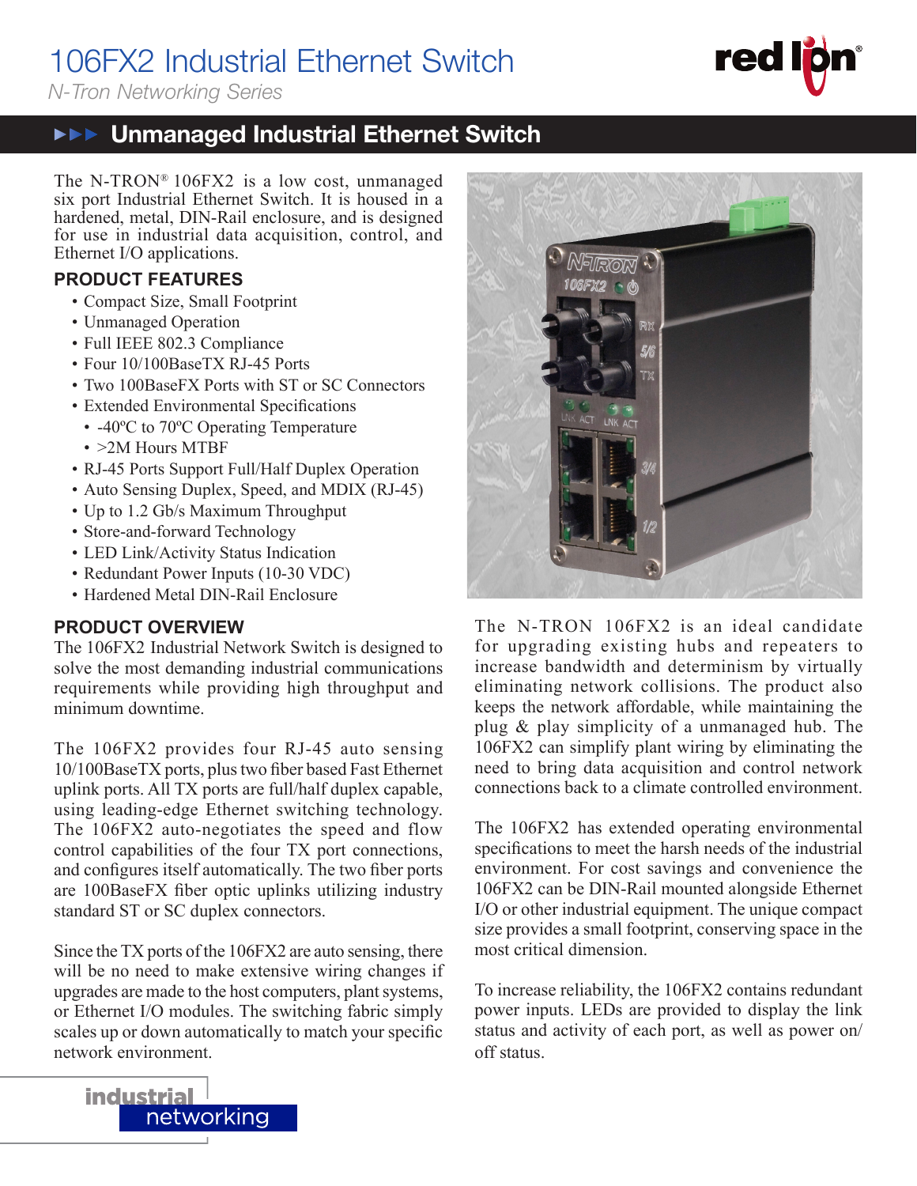# 106FX2 Industrial Ethernet Switch

*N-Tron Networking Series*

## Unmanaged Industrial Ethernet Switch

The N-TRON® 106FX2 is a low cost, unmanaged six port Industrial Ethernet Switch. It is housed in a hardened, metal, DIN-Rail enclosure, and is designed for use in industrial data acquisition, control, and Ethernet I/O applications.

### PRODUCT FEATURES

- Compact Size, Small Footprint
- Unmanaged Operation
- Full IEEE 802.3 Compliance
- Four 10/100BaseTX RJ-45 Ports
- Two 100BaseFX Ports with ST or SC Connectors
- Extended Environmental Specifications
  - -40ºC to 70ºC Operating Temperature
  - >2M Hours MTBF
- RJ-45 Ports Support Full/Half Duplex Operation
- Auto Sensing Duplex, Speed, and MDIX (RJ-45)
- Up to 1.2 Gb/s Maximum Throughput
- Store-and-forward Technology
- LED Link/Activity Status Indication
- Redundant Power Inputs (10-30 VDC)
- Hardened Metal DIN-Rail Enclosure

### PRODUCT OVERVIEW

The 106FX2 Industrial Network Switch is designed to solve the most demanding industrial communications requirements while providing high throughput and minimum downtime.

The 106FX2 provides four RJ-45 auto sensing 10/100BaseTX ports, plus two fiber based Fast Ethernet uplink ports. All TX ports are full/half duplex capable, using leading-edge Ethernet switching technology. The 106FX2 auto-negotiates the speed and flow control capabilities of the four TX port connections, and configures itself automatically. The two fiber ports are 100BaseFX fiber optic uplinks utilizing industry standard ST or SC duplex connectors.

Since the TX ports of the 106FX2 are auto sensing, there will be no need to make extensive wiring changes if upgrades are made to the host computers, plant systems, or Ethernet I/O modules. The switching fabric simply scales up or down automatically to match your specific network environment.

The N-TRON 106FX2 is an ideal candidate for upgrading existing hubs and repeaters to increase bandwidth and determinism by virtually eliminating network collisions. The product also keeps the network affordable, while maintaining the plug & play simplicity of a unmanaged hub. The 106FX2 can simplify plant wiring by eliminating the need to bring data acquisition and control network connections back to a climate controlled environment.

The 106FX2 has extended operating environmental specifications to meet the harsh needs of the industrial environment. For cost savings and convenience the 106FX2 can be DIN-Rail mounted alongside Ethernet I/O or other industrial equipment. The unique compact size provides a small footprint, conserving space in the most critical dimension.

To increase reliability, the 106FX2 contains redundant power inputs. LEDs are provided to display the link status and activity of each port, as well as power on/off status.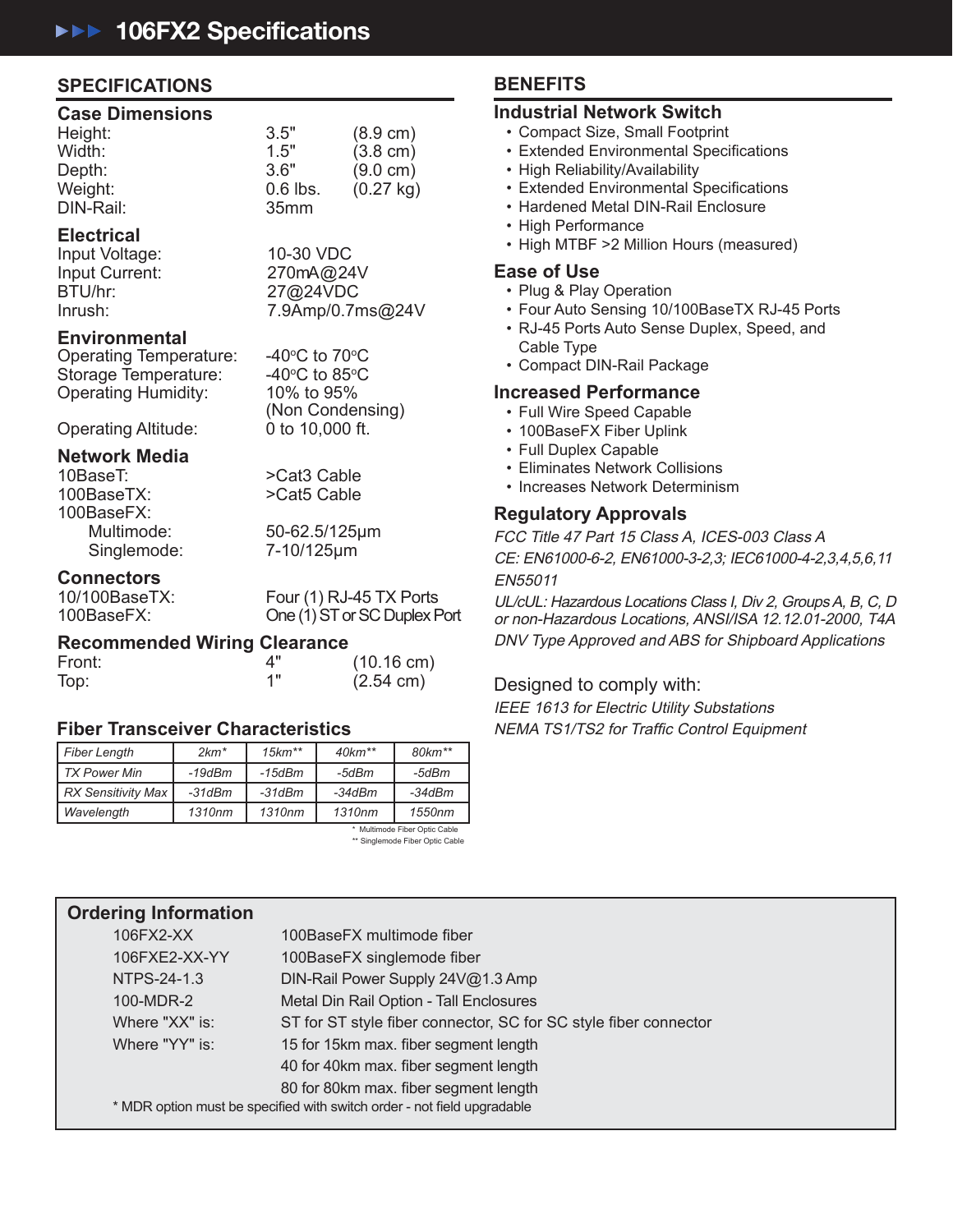# 106FX2 Specifications

## SPECIFICATIONS

### Case Dimensions

| | | |
|---|---|---|
| Height: | 3.5" | (8.9 cm) |
| Width: | 1.5" | (3.8 cm) |
| Depth: | 3.6" | (9.0 cm) |
| Weight: | 0.6 lbs. | (0.27 kg) |
| DIN-Rail: | 35mm | |

### Electrical

| | |
|---|---|
| Input Voltage: | 10-30 VDC |
| Input Current: | 270mA@24V |
| BTU/hr: | 27@24VDC |
| Inrush: | 7.9Amp/0.7ms@24V |

### Environmental

| | |
|---|---|
| Operating Temperature: | -40°C to 70°C |
| Storage Temperature: | -40°C to 85°C |
| Operating Humidity: | 10% to 95% (Non Condensing) |
| Operating Altitude: | 0 to 10,000 ft. |

### Network Media

| | |
|---|---|
| 10BaseT: | >Cat3 Cable |
| 100BaseTX: | >Cat5 Cable |
| 100BaseFX: | |
| Multimode: | 50-62.5/125µm |
| Singlemode: | 7-10/125µm |

### Connectors

| | |
|---|---|
| 10/100BaseTX: | Four (1) RJ-45 TX Ports |
| 100BaseFX: | One (1) ST or SC Duplex Port |

### Recommended Wiring Clearance

| | | |
|---|---|---|
| Front: | 4" | (10.16 cm) |
| Top: | 1" | (2.54 cm) |

### Fiber Transceiver Characteristics

| *Fiber Length* | *2km** | *15km*** | *40km*** | *80km*** |
|---|---|---|---|---|
| *TX Power Min* | *-19dBm* | *-15dBm* | *-5dBm* | *-5dBm* |
| *RX Sensitivity Max* | *-31dBm* | *-31dBm* | *-34dBm* | *-34dBm* |
| *Wavelength* | *1310nm* | *1310nm* | *1310nm* | *1550nm* |

\* Multimode Fiber Optic Cable
** Singlemode Fiber Optic Cable

## BENEFITS

### Industrial Network Switch

- Compact Size, Small Footprint
- Extended Environmental Specifications
- High Reliability/Availability
- Extended Environmental Specifications
- Hardened Metal DIN-Rail Enclosure
- High Performance
- High MTBF >2 Million Hours (measured)

### Ease of Use

- Plug & Play Operation
- Four Auto Sensing 10/100BaseTX RJ-45 Ports
- RJ-45 Ports Auto Sense Duplex, Speed, and Cable Type
- Compact DIN-Rail Package

### Increased Performance

- Full Wire Speed Capable
- 100BaseFX Fiber Uplink
- Full Duplex Capable
- Eliminates Network Collisions
- Increases Network Determinism

### Regulatory Approvals

*FCC Title 47 Part 15 Class A, ICES-003 Class A*

*CE: EN61000-6-2, EN61000-3-2,3; IEC61000-4-2,3,4,5,6,11 EN55011*

*UL/cUL: Hazardous Locations Class I, Div 2, Groups A, B, C, D or non-Hazardous Locations, ANSI/ISA 12.12.01-2000, T4A*

*DNV Type Approved and ABS for Shipboard Applications*

Designed to comply with:

*IEEE 1613 for Electric Utility Substations*

*NEMA TS1/TS2 for Traffic Control Equipment*

### Ordering Information

| | |
|---|---|
| 106FX2-XX | 100BaseFX multimode fiber |
| 106FXE2-XX-YY | 100BaseFX singlemode fiber |
| NTPS-24-1.3 | DIN-Rail Power Supply 24V@1.3 Amp |
| 100-MDR-2 | Metal Din Rail Option - Tall Enclosures |
| Where "XX" is: | ST for ST style fiber connector, SC for SC style fiber connector |
| Where "YY" is: | 15 for 15km max. fiber segment length |
| | 40 for 40km max. fiber segment length |
| | 80 for 80km max. fiber segment length |

\* MDR option must be specified with switch order - not field upgradable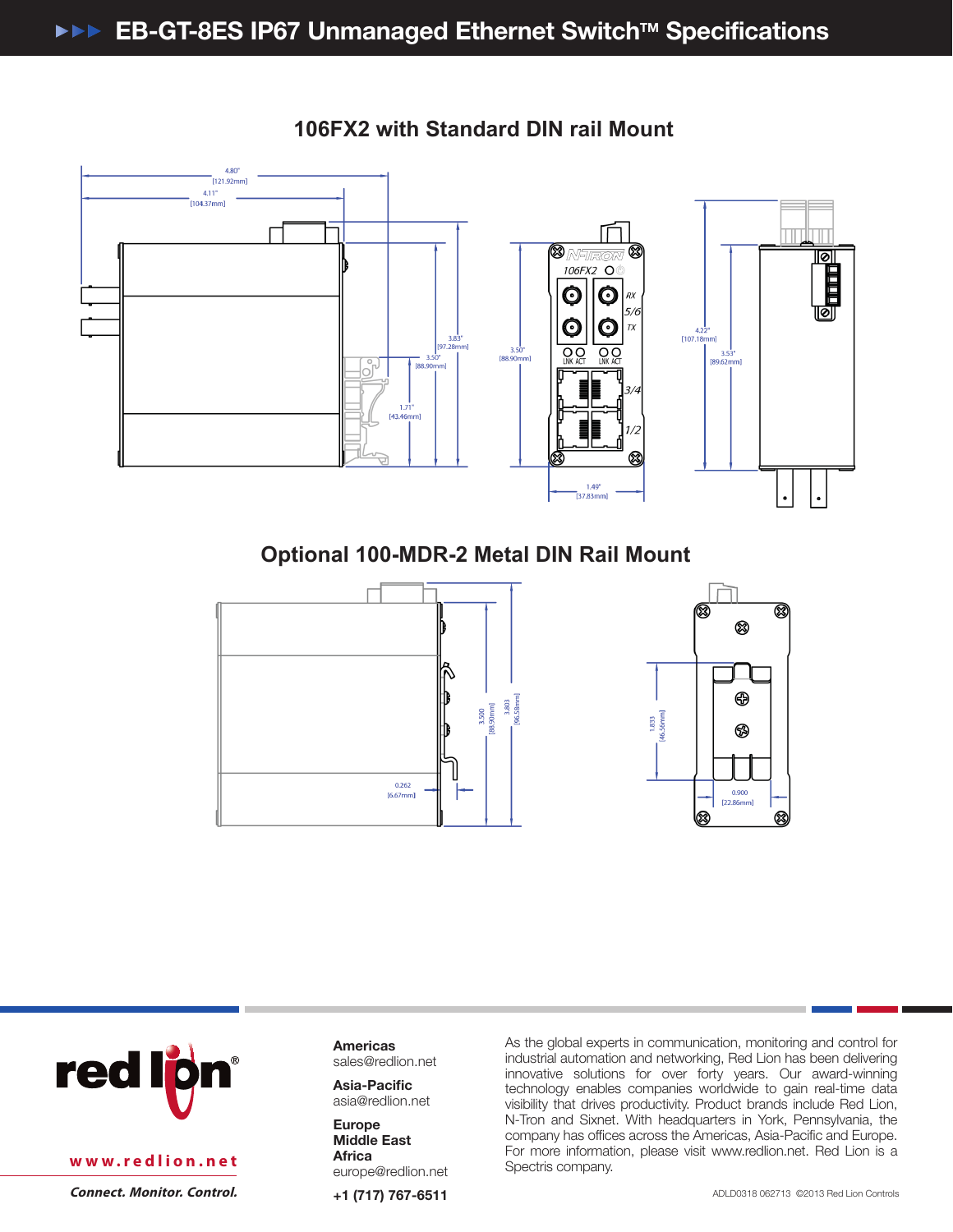## 106FX2 with Standard DIN rail Mount

4.80"
[121.92mm]
4.11"
[104.37mm]
3.83"
[97.28mm]
3.50"
[88.90mm]
1.71"
[43.46mm]
3.50"
[88.90mm]
N-TRON
106FX2
RX
5/6
TX
LNK ACT
LNK ACT
3/4
1/2
1.49"
[37.83mm]
4.22"
[107.18mm]
3.53"
[89.62mm]

## Optional 100-MDR-2 Metal DIN Rail Mount

3.500
[88.90mm]
3.803
[96.59mm]
0.262
[6.67mm]
1.833
[46.56mm]
0.900
[22.86mm]

**Americas**
sales@redlion.net

**Asia-Pacific**
asia@redlion.net

**Europe**
**Middle East**
**Africa**
europe@redlion.net

**+1 (717) 767-6511**

As the global experts in communication, monitoring and control for industrial automation and networking, Red Lion has been delivering innovative solutions for over forty years. Our award-winning technology enables companies worldwide to gain real-time data visibility that drives productivity. Product brands include Red Lion, N-Tron and Sixnet. With headquarters in York, Pennsylvania, the company has offices across the Americas, Asia-Pacific and Europe. For more information, please visit www.redlion.net. Red Lion is a Spectris company.

red lion®

www.redlion.net

*Connect. Monitor. Control.*

ADLD0318 062713 ©2013 Red Lion Controls